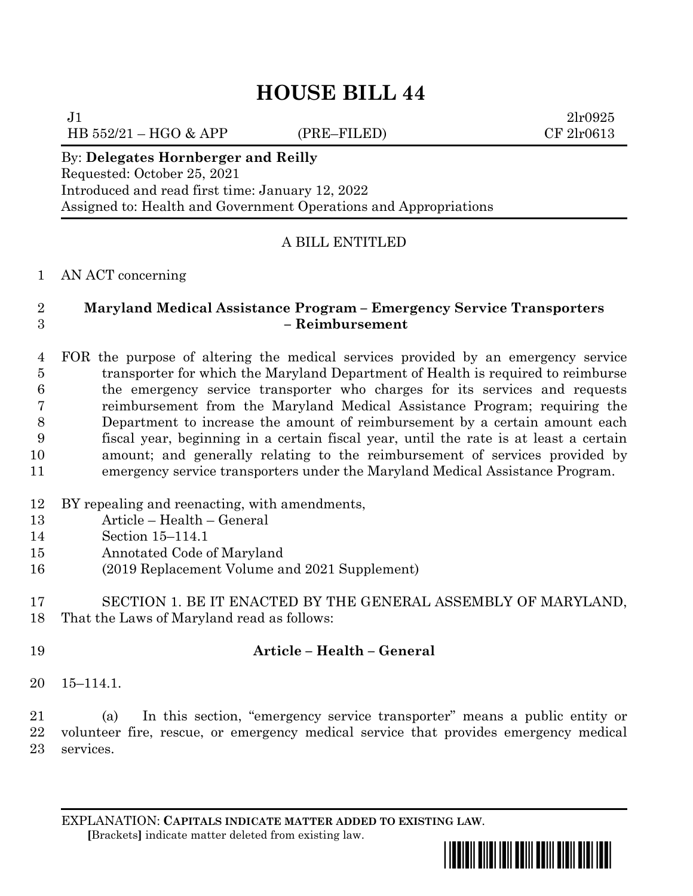# HOUSE BILL 44

J1 2lr0925
HB 552/21 – HGO & APP (PRE–FILED) CF 2lr0613

By: **Delegates Hornberger and Reilly**
Requested: October 25, 2021
Introduced and read first time: January 12, 2022
Assigned to: Health and Government Operations and Appropriations

---

A BILL ENTITLED

AN ACT concerning

**Maryland Medical Assistance Program – Emergency Service Transporters – Reimbursement**

FOR the purpose of altering the medical services provided by an emergency service transporter for which the Maryland Department of Health is required to reimburse the emergency service transporter who charges for its services and requests reimbursement from the Maryland Medical Assistance Program; requiring the Department to increase the amount of reimbursement by a certain amount each fiscal year, beginning in a certain fiscal year, until the rate is at least a certain amount; and generally relating to the reimbursement of services provided by emergency service transporters under the Maryland Medical Assistance Program.

BY repealing and reenacting, with amendments,
Article – Health – General
Section 15–114.1
Annotated Code of Maryland
(2019 Replacement Volume and 2021 Supplement)

SECTION 1. BE IT ENACTED BY THE GENERAL ASSEMBLY OF MARYLAND, That the Laws of Maryland read as follows:

**Article – Health – General**

15–114.1.

(a) In this section, "emergency service transporter" means a public entity or volunteer fire, rescue, or emergency medical service that provides emergency medical services.

---

EXPLANATION: **CAPITALS INDICATE MATTER ADDED TO EXISTING LAW**.
**[**Brackets**]** indicate matter deleted from existing law.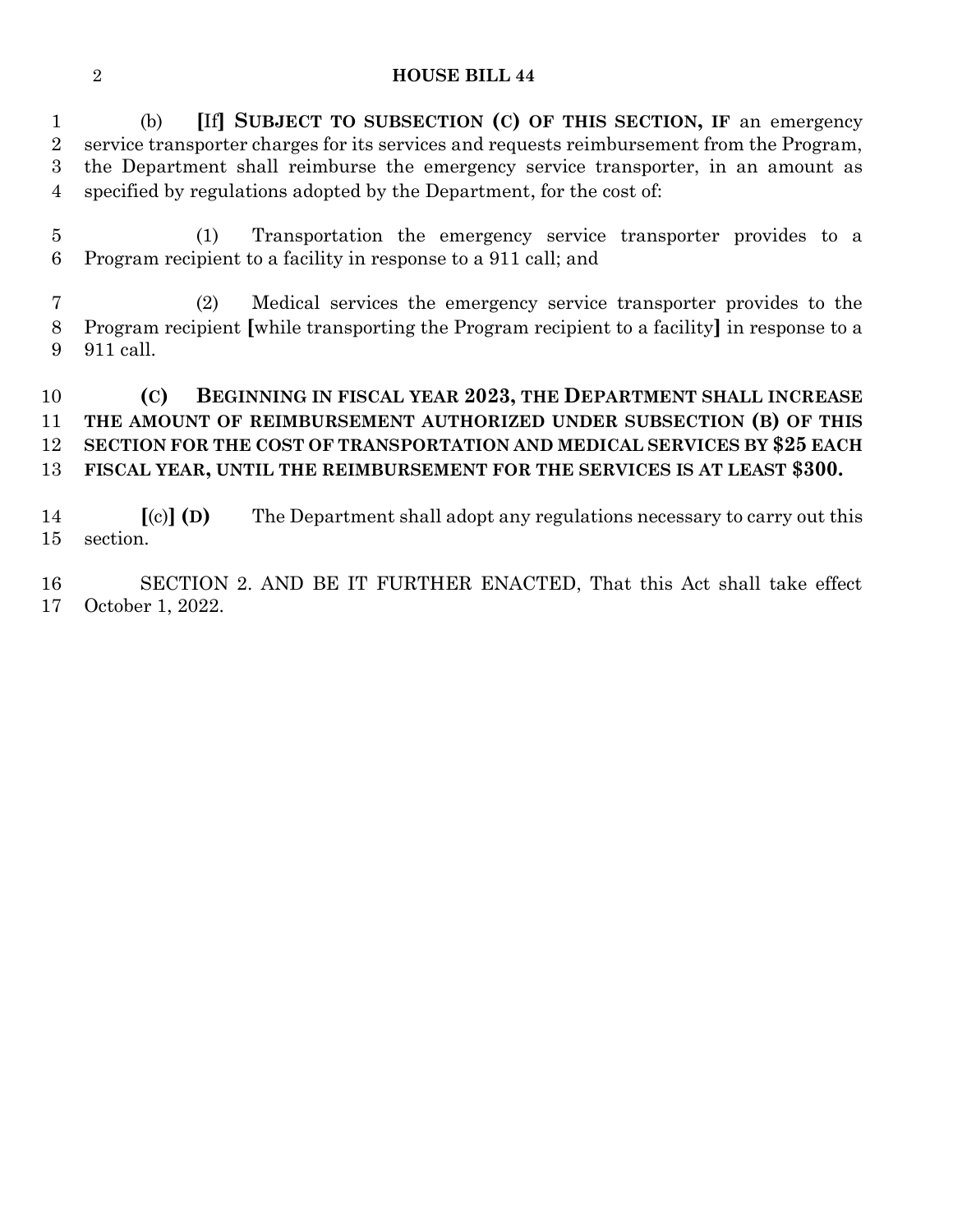(b) [If] **SUBJECT TO SUBSECTION (C) OF THIS SECTION, IF** an emergency service transporter charges for its services and requests reimbursement from the Program, the Department shall reimburse the emergency service transporter, in an amount as specified by regulations adopted by the Department, for the cost of:

(1) Transportation the emergency service transporter provides to a Program recipient to a facility in response to a 911 call; and

(2) Medical services the emergency service transporter provides to the Program recipient [while transporting the Program recipient to a facility] in response to a 911 call.

**(C) BEGINNING IN FISCAL YEAR 2023, THE DEPARTMENT SHALL INCREASE THE AMOUNT OF REIMBURSEMENT AUTHORIZED UNDER SUBSECTION (B) OF THIS SECTION FOR THE COST OF TRANSPORTATION AND MEDICAL SERVICES BY $25 EACH FISCAL YEAR, UNTIL THE REIMBURSEMENT FOR THE SERVICES IS AT LEAST $300.**

[(c)] **(D)** The Department shall adopt any regulations necessary to carry out this section.

SECTION 2. AND BE IT FURTHER ENACTED, That this Act shall take effect October 1, 2022.